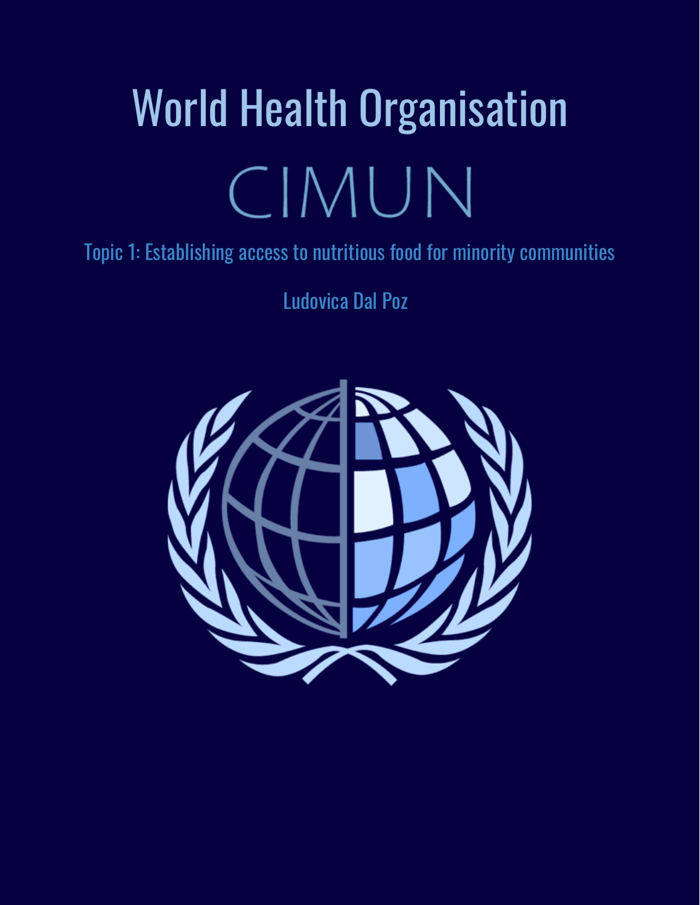# World Health Organisation

## CIMUN

### Topic 1: Establishing access to nutritious food for minority communities

Ludovica Dal Poz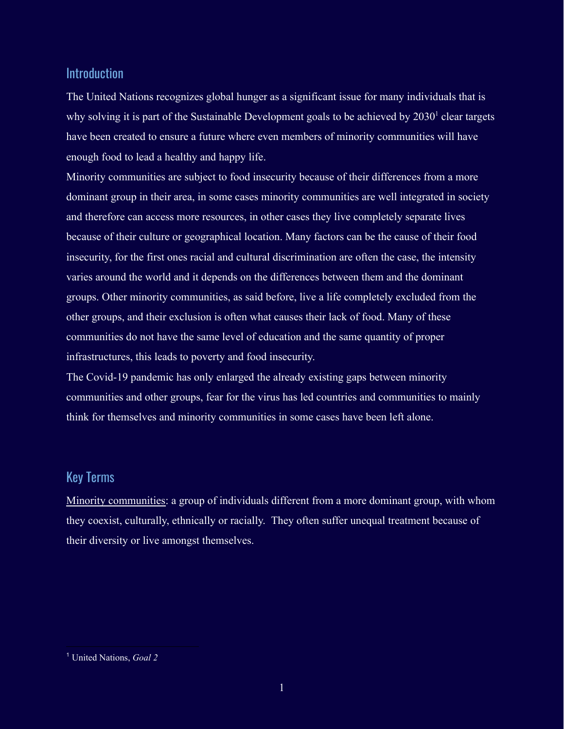## Introduction

The United Nations recognizes global hunger as a significant issue for many individuals that is why solving it is part of the Sustainable Development goals to be achieved by 2030[1] clear targets have been created to ensure a future where even members of minority communities will have enough food to lead a healthy and happy life.

Minority communities are subject to food insecurity because of their differences from a more dominant group in their area, in some cases minority communities are well integrated in society and therefore can access more resources, in other cases they live completely separate lives because of their culture or geographical location. Many factors can be the cause of their food insecurity, for the first ones racial and cultural discrimination are often the case, the intensity varies around the world and it depends on the differences between them and the dominant groups. Other minority communities, as said before, live a life completely excluded from the other groups, and their exclusion is often what causes their lack of food. Many of these communities do not have the same level of education and the same quantity of proper infrastructures, this leads to poverty and food insecurity.

The Covid-19 pandemic has only enlarged the already existing gaps between minority communities and other groups, fear for the virus has led countries and communities to mainly think for themselves and minority communities in some cases have been left alone.

## Key Terms

Minority communities: a group of individuals different from a more dominant group, with whom they coexist, culturally, ethnically or racially. They often suffer unequal treatment because of their diversity or live amongst themselves.

[1] United Nations, *Goal 2*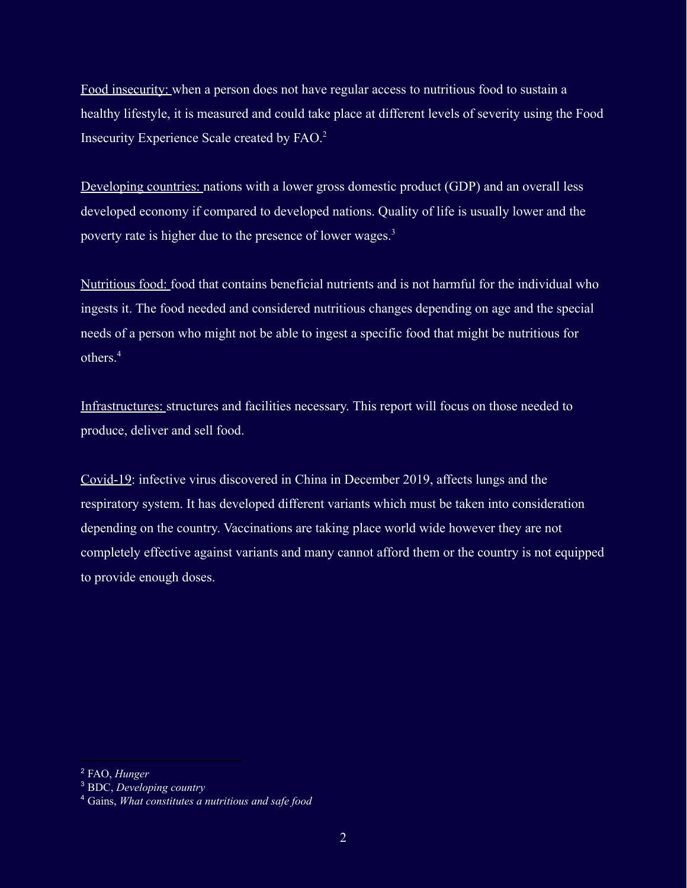<u>Food insecurity:</u> when a person does not have regular access to nutritious food to sustain a healthy lifestyle, it is measured and could take place at different levels of severity using the Food Insecurity Experience Scale created by FAO.[2]

<u>Developing countries:</u> nations with a lower gross domestic product (GDP) and an overall less developed economy if compared to developed nations. Quality of life is usually lower and the poverty rate is higher due to the presence of lower wages.[3]

<u>Nutritious food:</u> food that contains beneficial nutrients and is not harmful for the individual who ingests it. The food needed and considered nutritious changes depending on age and the special needs of a person who might not be able to ingest a specific food that might be nutritious for others.[4]

<u>Infrastructures:</u> structures and facilities necessary. This report will focus on those needed to produce, deliver and sell food.

<u>Covid-19</u>: infective virus discovered in China in December 2019, affects lungs and the respiratory system. It has developed different variants which must be taken into consideration depending on the country. Vaccinations are taking place world wide however they are not completely effective against variants and many cannot afford them or the country is not equipped to provide enough doses.

---

[2] FAO, *Hunger*

[3] BDC, *Developing country*

[4] Gains, *What constitutes a nutritious and safe food*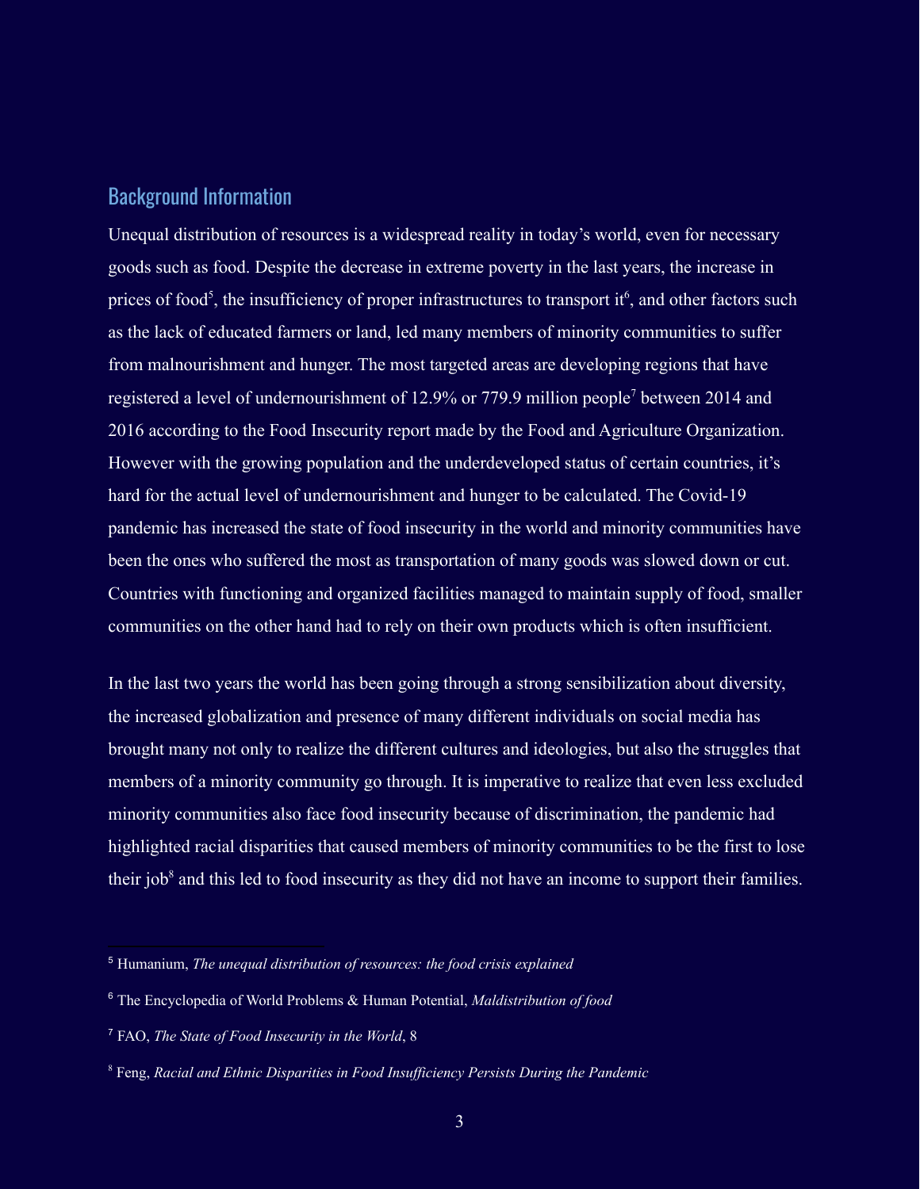## Background Information

Unequal distribution of resources is a widespread reality in today's world, even for necessary goods such as food. Despite the decrease in extreme poverty in the last years, the increase in prices of food[5], the insufficiency of proper infrastructures to transport it[6], and other factors such as the lack of educated farmers or land, led many members of minority communities to suffer from malnourishment and hunger. The most targeted areas are developing regions that have registered a level of undernourishment of 12.9% or 779.9 million people[7] between 2014 and 2016 according to the Food Insecurity report made by the Food and Agriculture Organization. However with the growing population and the underdeveloped status of certain countries, it's hard for the actual level of undernourishment and hunger to be calculated. The Covid-19 pandemic has increased the state of food insecurity in the world and minority communities have been the ones who suffered the most as transportation of many goods was slowed down or cut. Countries with functioning and organized facilities managed to maintain supply of food, smaller communities on the other hand had to rely on their own products which is often insufficient.

In the last two years the world has been going through a strong sensibilization about diversity, the increased globalization and presence of many different individuals on social media has brought many not only to realize the different cultures and ideologies, but also the struggles that members of a minority community go through. It is imperative to realize that even less excluded minority communities also face food insecurity because of discrimination, the pandemic had highlighted racial disparities that caused members of minority communities to be the first to lose their job[8] and this led to food insecurity as they did not have an income to support their families.

---

[5] Humanium, *The unequal distribution of resources: the food crisis explained*

[6] The Encyclopedia of World Problems & Human Potential, *Maldistribution of food*

[7] FAO, *The State of Food Insecurity in the World*, 8

[8] Feng, *Racial and Ethnic Disparities in Food Insufficiency Persists During the Pandemic*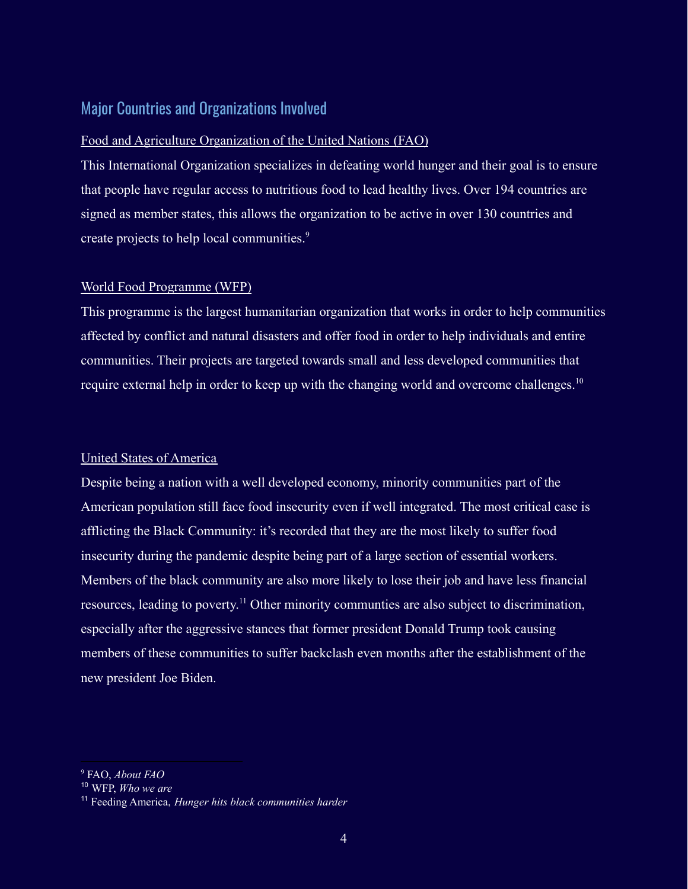## Major Countries and Organizations Involved

Food and Agriculture Organization of the United Nations (FAO)

This International Organization specializes in defeating world hunger and their goal is to ensure that people have regular access to nutritious food to lead healthy lives. Over 194 countries are signed as member states, this allows the organization to be active in over 130 countries and create projects to help local communities.[9]

World Food Programme (WFP)

This programme is the largest humanitarian organization that works in order to help communities affected by conflict and natural disasters and offer food in order to help individuals and entire communities. Their projects are targeted towards small and less developed communities that require external help in order to keep up with the changing world and overcome challenges.[10]

United States of America

Despite being a nation with a well developed economy, minority communities part of the American population still face food insecurity even if well integrated. The most critical case is afflicting the Black Community: it's recorded that they are the most likely to suffer food insecurity during the pandemic despite being part of a large section of essential workers. Members of the black community are also more likely to lose their job and have less financial resources, leading to poverty.[11] Other minority communties are also subject to discrimination, especially after the aggressive stances that former president Donald Trump took causing members of these communities to suffer backclash even months after the establishment of the new president Joe Biden.

---

[9] FAO, *About FAO*

[10] WFP, *Who we are*

[11] Feeding America, *Hunger hits black communities harder*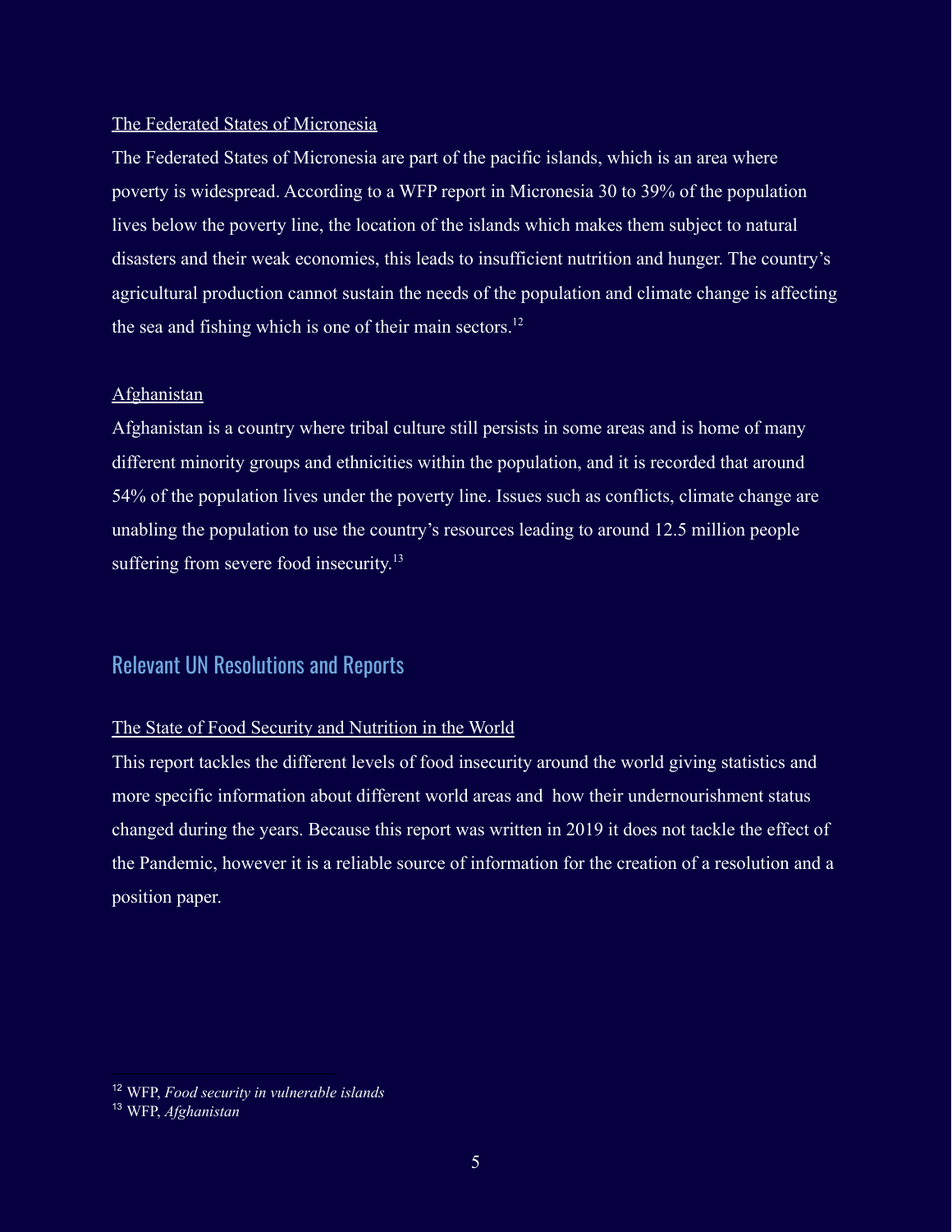### The Federated States of Micronesia

The Federated States of Micronesia are part of the pacific islands, which is an area where poverty is widespread. According to a WFP report in Micronesia 30 to 39% of the population lives below the poverty line, the location of the islands which makes them subject to natural disasters and their weak economies, this leads to insufficient nutrition and hunger. The country's agricultural production cannot sustain the needs of the population and climate change is affecting the sea and fishing which is one of their main sectors.[12]

### Afghanistan

Afghanistan is a country where tribal culture still persists in some areas and is home of many different minority groups and ethnicities within the population, and it is recorded that around 54% of the population lives under the poverty line. Issues such as conflicts, climate change are unabling the population to use the country's resources leading to around 12.5 million people suffering from severe food insecurity.[13]

## Relevant UN Resolutions and Reports

### The State of Food Security and Nutrition in the World

This report tackles the different levels of food insecurity around the world giving statistics and more specific information about different world areas and how their undernourishment status changed during the years. Because this report was written in 2019 it does not tackle the effect of the Pandemic, however it is a reliable source of information for the creation of a resolution and a position paper.

---

[12] WFP, *Food security in vulnerable islands*

[13] WFP, *Afghanistan*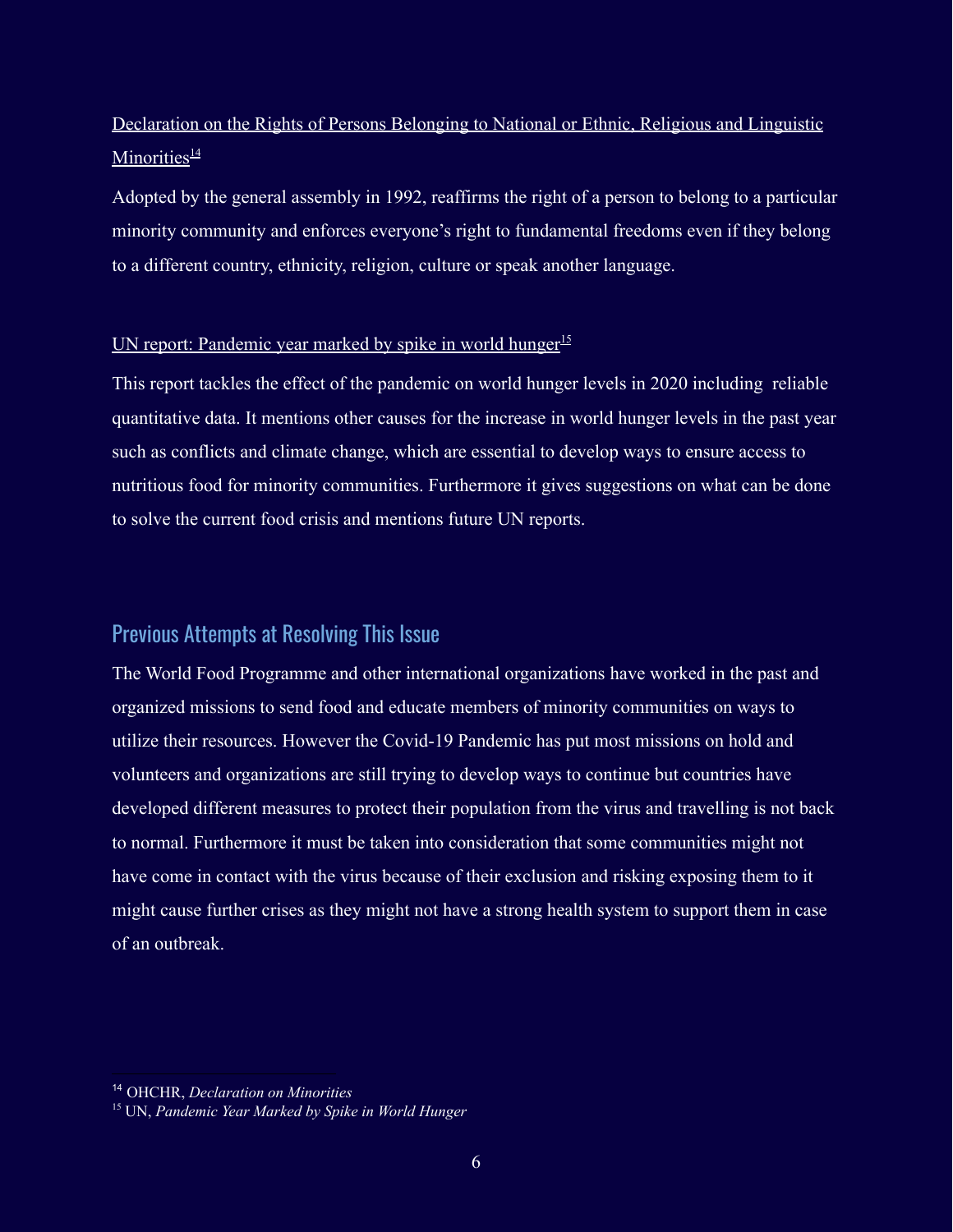Declaration on the Rights of Persons Belonging to National or Ethnic, Religious and Linguistic Minorities[14]

Adopted by the general assembly in 1992, reaffirms the right of a person to belong to a particular minority community and enforces everyone's right to fundamental freedoms even if they belong to a different country, ethnicity, religion, culture or speak another language.

UN report: Pandemic year marked by spike in world hunger[15]

This report tackles the effect of the pandemic on world hunger levels in 2020 including reliable quantitative data. It mentions other causes for the increase in world hunger levels in the past year such as conflicts and climate change, which are essential to develop ways to ensure access to nutritious food for minority communities. Furthermore it gives suggestions on what can be done to solve the current food crisis and mentions future UN reports.

## Previous Attempts at Resolving This Issue

The World Food Programme and other international organizations have worked in the past and organized missions to send food and educate members of minority communities on ways to utilize their resources. However the Covid-19 Pandemic has put most missions on hold and volunteers and organizations are still trying to develop ways to continue but countries have developed different measures to protect their population from the virus and travelling is not back to normal. Furthermore it must be taken into consideration that some communities might not have come in contact with the virus because of their exclusion and risking exposing them to it might cause further crises as they might not have a strong health system to support them in case of an outbreak.

[14] OHCHR, *Declaration on Minorities*

[15] UN, *Pandemic Year Marked by Spike in World Hunger*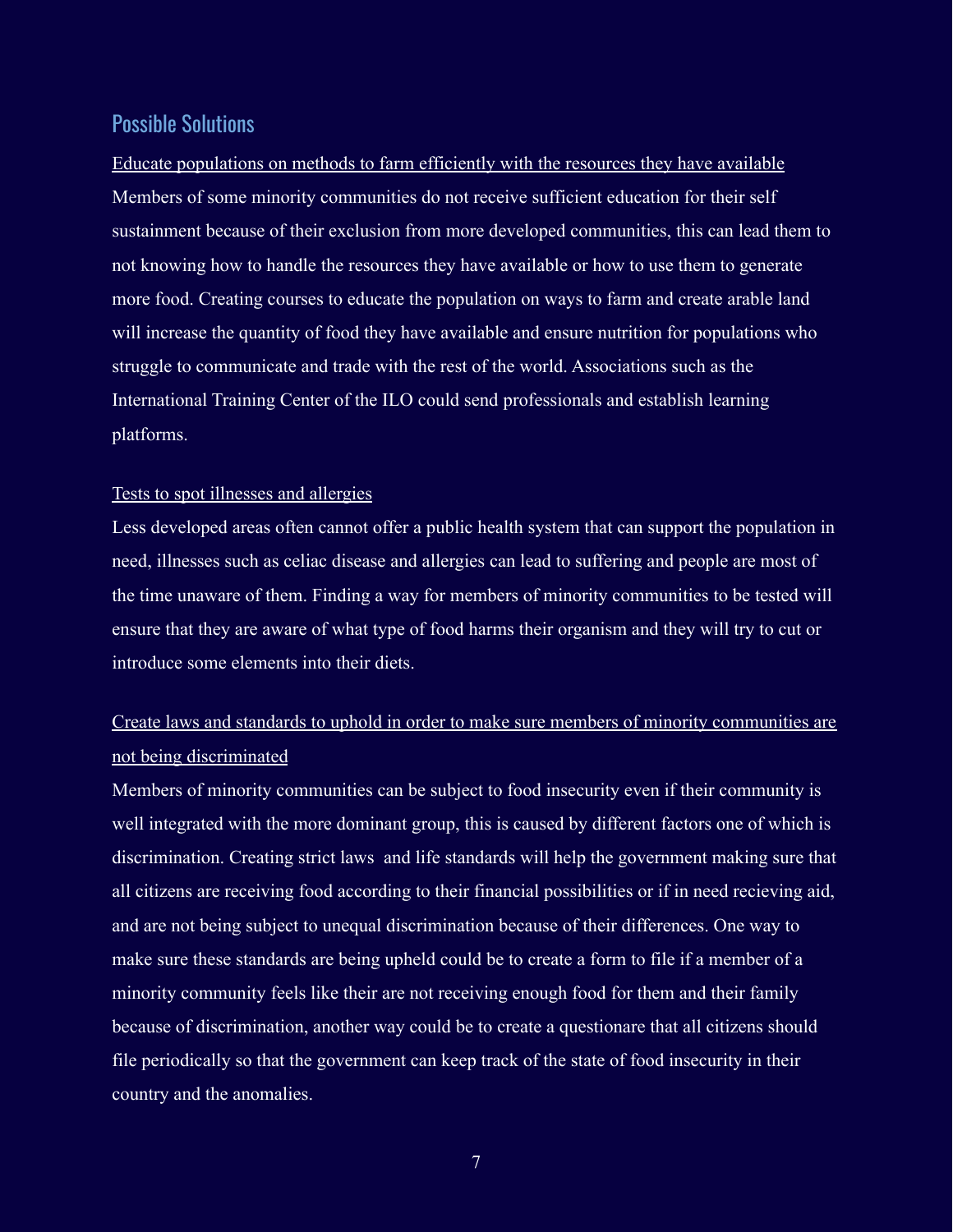## Possible Solutions

Educate populations on methods to farm efficiently with the resources they have available

Members of some minority communities do not receive sufficient education for their self sustainment because of their exclusion from more developed communities, this can lead them to not knowing how to handle the resources they have available or how to use them to generate more food. Creating courses to educate the population on ways to farm and create arable land will increase the quantity of food they have available and ensure nutrition for populations who struggle to communicate and trade with the rest of the world. Associations such as the International Training Center of the ILO could send professionals and establish learning platforms.

Tests to spot illnesses and allergies

Less developed areas often cannot offer a public health system that can support the population in need, illnesses such as celiac disease and allergies can lead to suffering and people are most of the time unaware of them. Finding a way for members of minority communities to be tested will ensure that they are aware of what type of food harms their organism and they will try to cut or introduce some elements into their diets.

Create laws and standards to uphold in order to make sure members of minority communities are not being discriminated

Members of minority communities can be subject to food insecurity even if their community is well integrated with the more dominant group, this is caused by different factors one of which is discrimination. Creating strict laws and life standards will help the government making sure that all citizens are receiving food according to their financial possibilities or if in need recieving aid, and are not being subject to unequal discrimination because of their differences. One way to make sure these standards are being upheld could be to create a form to file if a member of a minority community feels like their are not receiving enough food for them and their family because of discrimination, another way could be to create a questionare that all citizens should file periodically so that the government can keep track of the state of food insecurity in their country and the anomalies.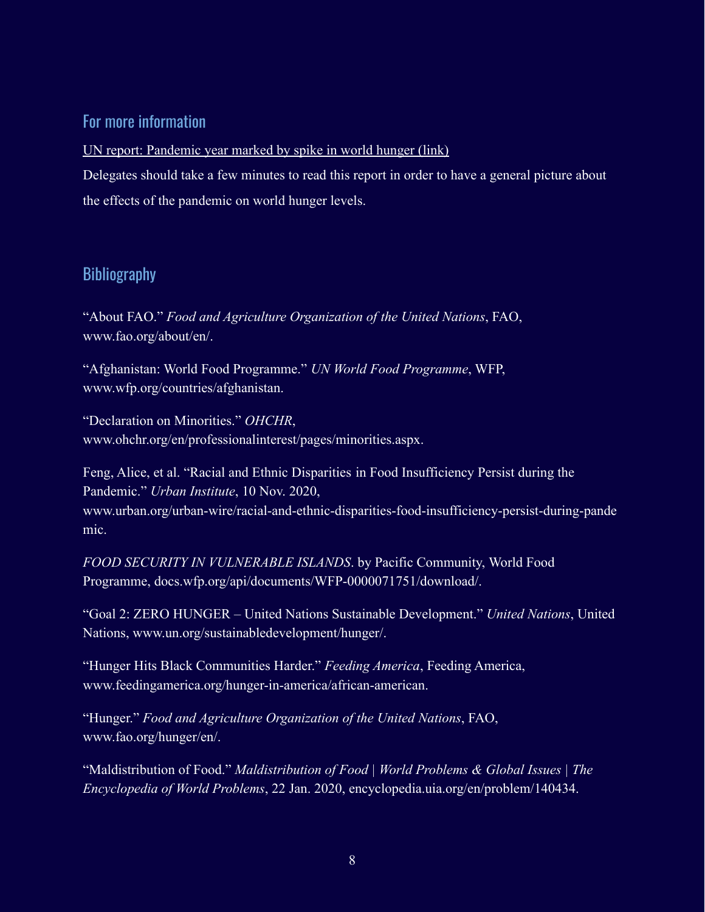## For more information

[UN report: Pandemic year marked by spike in world hunger (link)]

Delegates should take a few minutes to read this report in order to have a general picture about the effects of the pandemic on world hunger levels.

## Bibliography

"About FAO." *Food and Agriculture Organization of the United Nations*, FAO, www.fao.org/about/en/.

"Afghanistan: World Food Programme." *UN World Food Programme*, WFP, www.wfp.org/countries/afghanistan.

"Declaration on Minorities." *OHCHR*, www.ohchr.org/en/professionalinterest/pages/minorities.aspx.

Feng, Alice, et al. "Racial and Ethnic Disparities in Food Insufficiency Persist during the Pandemic." *Urban Institute*, 10 Nov. 2020, www.urban.org/urban-wire/racial-and-ethnic-disparities-food-insufficiency-persist-during-pandemic.

*FOOD SECURITY IN VULNERABLE ISLANDS*. by Pacific Community, World Food Programme, docs.wfp.org/api/documents/WFP-0000071751/download/.

"Goal 2: ZERO HUNGER – United Nations Sustainable Development." *United Nations*, United Nations, www.un.org/sustainabledevelopment/hunger/.

"Hunger Hits Black Communities Harder." *Feeding America*, Feeding America, www.feedingamerica.org/hunger-in-america/african-american.

"Hunger." *Food and Agriculture Organization of the United Nations*, FAO, www.fao.org/hunger/en/.

"Maldistribution of Food." *Maldistribution of Food | World Problems & Global Issues | The Encyclopedia of World Problems*, 22 Jan. 2020, encyclopedia.uia.org/en/problem/140434.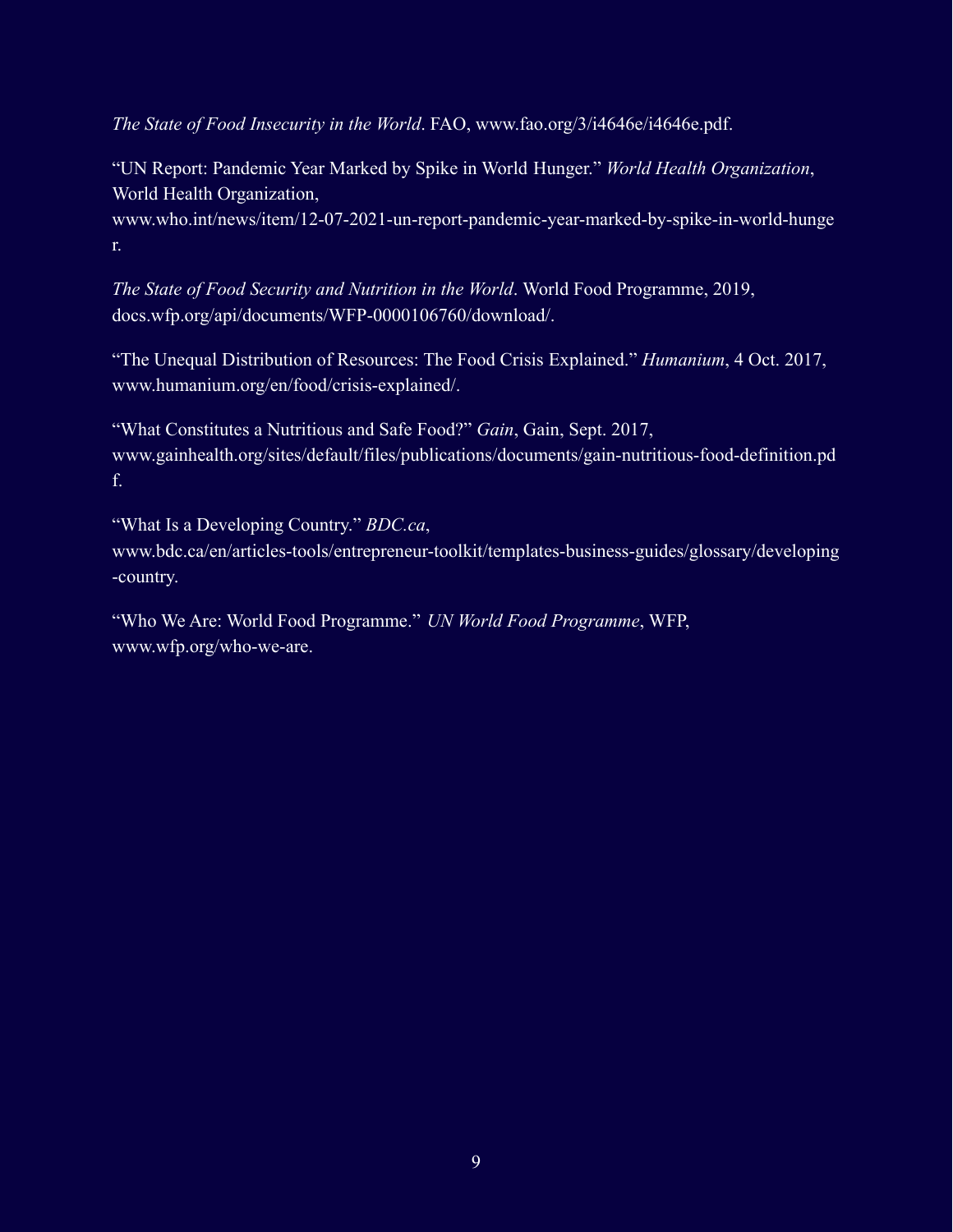*The State of Food Insecurity in the World*. FAO, www.fao.org/3/i4646e/i4646e.pdf.

"UN Report: Pandemic Year Marked by Spike in World Hunger." *World Health Organization*, World Health Organization, www.who.int/news/item/12-07-2021-un-report-pandemic-year-marked-by-spike-in-world-hunger.

*The State of Food Security and Nutrition in the World*. World Food Programme, 2019, docs.wfp.org/api/documents/WFP-0000106760/download/.

"The Unequal Distribution of Resources: The Food Crisis Explained." *Humanium*, 4 Oct. 2017, www.humanium.org/en/food/crisis-explained/.

"What Constitutes a Nutritious and Safe Food?" *Gain*, Gain, Sept. 2017, www.gainhealth.org/sites/default/files/publications/documents/gain-nutritious-food-definition.pdf.

"What Is a Developing Country." *BDC.ca*, www.bdc.ca/en/articles-tools/entrepreneur-toolkit/templates-business-guides/glossary/developing-country.

"Who We Are: World Food Programme." *UN World Food Programme*, WFP, www.wfp.org/who-we-are.